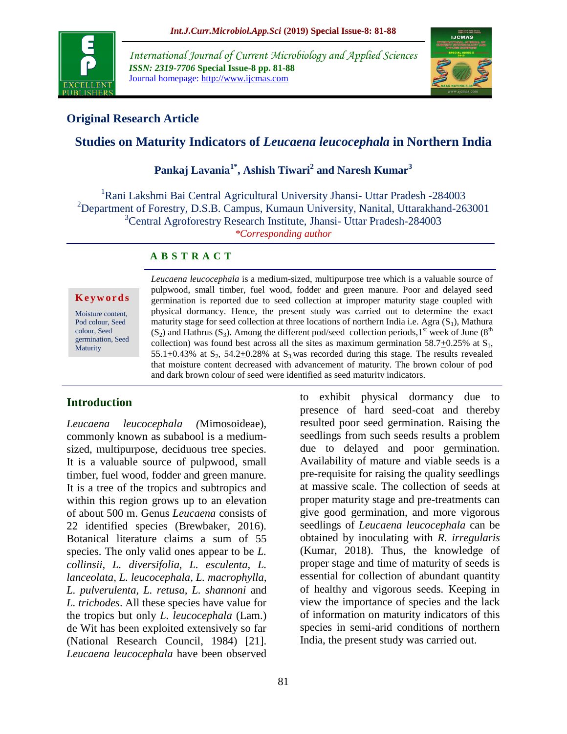## Original Research Article

# Studies on Maturity Indicators of *Leucaena leucocephala* in Northern India

**Pankaj Lavania[1*], Ashish Tiwari[2] and Naresh Kumar[3]**

[1]Rani Lakshmi Bai Central Agricultural University Jhansi- Uttar Pradesh -284003
[2]Department of Forestry, D.S.B. Campus, Kumaun University, Nanital, Uttarakhand-263001
[3]Central Agroforestry Research Institute, Jhansi- Uttar Pradesh-284003
*Corresponding author

### ABSTRACT

**Keywords**

Moisture content, Pod colour, Seed colour, Seed germination, Seed Maturity

*Leucaena leucocephala* is a medium-sized, multipurpose tree which is a valuable source of pulpwood, small timber, fuel wood, fodder and green manure. Poor and delayed seed germination is reported due to seed collection at improper maturity stage coupled with physical dormancy. Hence, the present study was carried out to determine the exact maturity stage for seed collection at three locations of northern India i.e. Agra ($S_1$), Mathura ($S_2$) and Hathrus ($S_3$). Among the different pod/seed collection periods, 1st week of June (8th collection) was found best across all the sites as maximum germination 58.7±0.25% at $S_1$, 55.1±0.43% at $S_2$, 54.2±0.28% at $S_3$ was recorded during this stage. The results revealed that moisture content decreased with advancement of maturity. The brown colour of pod and dark brown colour of seed were identified as seed maturity indicators.

## Introduction

*Leucaena leucocephala (*Mimosoideae), commonly known as subabool is a medium-sized, multipurpose, deciduous tree species. It is a valuable source of pulpwood, small timber, fuel wood, fodder and green manure. It is a tree of the tropics and subtropics and within this region grows up to an elevation of about 500 m. Genus *Leucaena* consists of 22 identified species (Brewbaker, 2016). Botanical literature claims a sum of 55 species. The only valid ones appear to be *L. collinsii*, *L. diversifolia*, *L. esculenta*, *L. lanceolata, L. leucocephala, L. macrophylla, L. pulverulenta*, *L. retusa*, *L. shannoni* and *L. trichodes*. All these species have value for the tropics but only *L. leucocephala* (Lam.) de Wit has been exploited extensively so far (National Research Council, 1984) [21]. *Leucaena leucocephala* have been observed to exhibit physical dormancy due to presence of hard seed-coat and thereby resulted poor seed germination. Raising the seedlings from such seeds results a problem due to delayed and poor germination. Availability of mature and viable seeds is a pre-requisite for raising the quality seedlings at massive scale. The collection of seeds at proper maturity stage and pre-treatments can give good germination, and more vigorous seedlings of *Leucaena leucocephala* can be obtained by inoculating with *R. irregularis* (Kumar, 2018). Thus, the knowledge of proper stage and time of maturity of seeds is essential for collection of abundant quantity of healthy and vigorous seeds. Keeping in view the importance of species and the lack of information on maturity indicators of this species in semi-arid conditions of northern India, the present study was carried out.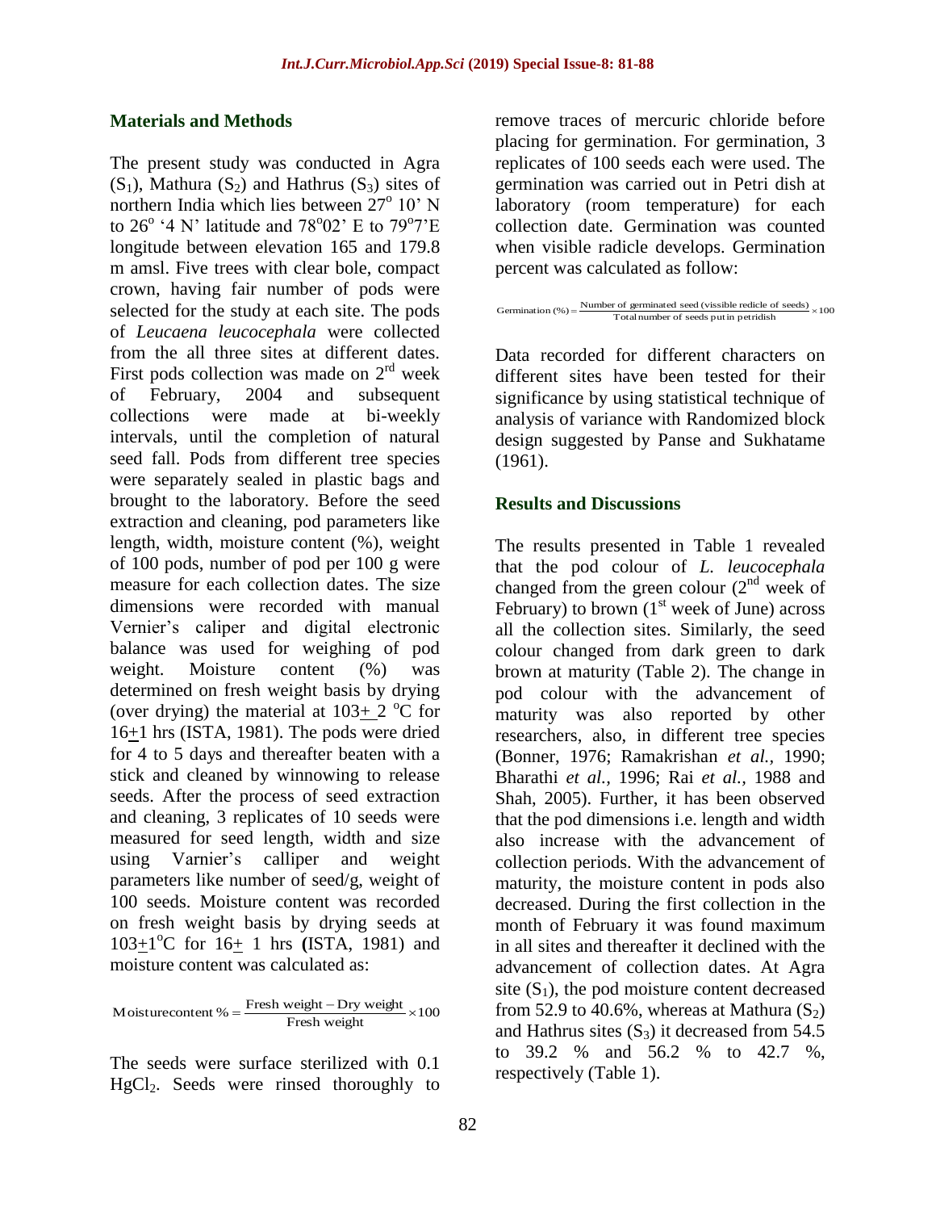## Materials and Methods

The present study was conducted in Agra ($S_1$), Mathura ($S_2$) and Hathrus ($S_3$) sites of northern India which lies between 27° 10' N to 26° '4 N' latitude and 78°02' E to 79°7'E longitude between elevation 165 and 179.8 m amsl. Five trees with clear bole, compact crown, having fair number of pods were selected for the study at each site. The pods of *Leucaena leucocephala* were collected from the all three sites at different dates. First pods collection was made on 2nd week of February, 2004 and subsequent collections were made at bi-weekly intervals, until the completion of natural seed fall. Pods from different tree species were separately sealed in plastic bags and brought to the laboratory. Before the seed extraction and cleaning, pod parameters like length, width, moisture content (%), weight of 100 pods, number of pod per 100 g were measure for each collection dates. The size dimensions were recorded with manual Vernier's caliper and digital electronic balance was used for weighing of pod weight. Moisture content (%) was determined on fresh weight basis by drying (over drying) the material at 103± 2 °C for 16±1 hrs (ISTA, 1981). The pods were dried for 4 to 5 days and thereafter beaten with a stick and cleaned by winnowing to release seeds. After the process of seed extraction and cleaning, 3 replicates of 10 seeds were measured for seed length, width and size using Varnier's calliper and weight parameters like number of seed/g, weight of 100 seeds. Moisture content was recorded on fresh weight basis by drying seeds at 103±1°C for 16± 1 hrs (ISTA, 1981) and moisture content was calculated as:

$$\text{Moisturecontent}\,\% = \frac{\text{Fresh weight} - \text{Dry weight}}{\text{Fresh weight}} \times 100$$

The seeds were surface sterilized with 0.1 $HgCl_2$. Seeds were rinsed thoroughly to remove traces of mercuric chloride before placing for germination. For germination, 3 replicates of 100 seeds each were used. The germination was carried out in Petri dish at laboratory (room temperature) for each collection date. Germination was counted when visible radicle develops. Germination percent was calculated as follow:

$$\text{Germination}\,(\%) = \frac{\text{Number of germinated seed (vissible redicle of seeds)}}{\text{Total number of seeds put in petridish}} \times 100$$

Data recorded for different characters on different sites have been tested for their significance by using statistical technique of analysis of variance with Randomized block design suggested by Panse and Sukhatame (1961).

## Results and Discussions

The results presented in Table 1 revealed that the pod colour of *L. leucocephala* changed from the green colour (2nd week of February) to brown (1st week of June) across all the collection sites. Similarly, the seed colour changed from dark green to dark brown at maturity (Table 2). The change in pod colour with the advancement of maturity was also reported by other researchers, also, in different tree species (Bonner, 1976; Ramakrishan *et al.,* 1990; Bharathi *et al.*, 1996; Rai *et al.*, 1988 and Shah, 2005). Further, it has been observed that the pod dimensions i.e. length and width also increase with the advancement of collection periods. With the advancement of maturity, the moisture content in pods also decreased. During the first collection in the month of February it was found maximum in all sites and thereafter it declined with the advancement of collection dates. At Agra site ($S_1$), the pod moisture content decreased from 52.9 to 40.6%, whereas at Mathura ($S_2$) and Hathrus sites ($S_3$) it decreased from 54.5 to 39.2 % and 56.2 % to 42.7 %, respectively (Table 1).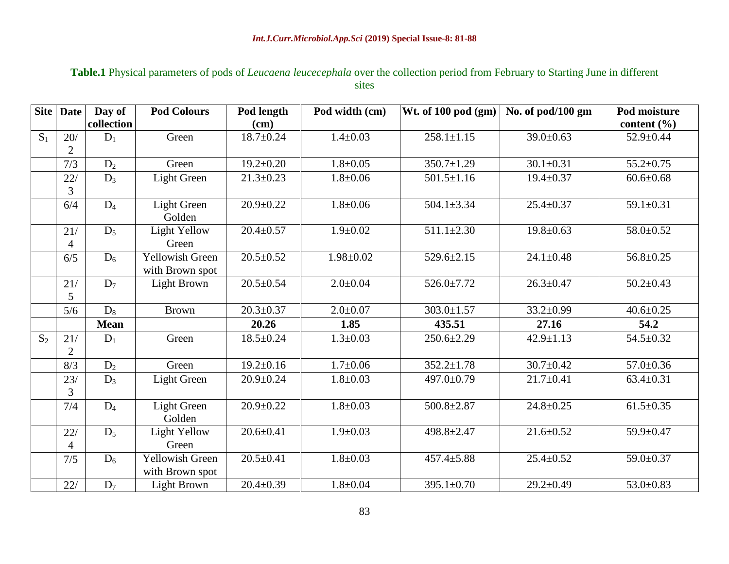**Table.1** Physical parameters of pods of *Leucaena leucecephala* over the collection period from February to Starting June in different sites

| Site | Date | Day of collection | Pod Colours | Pod length (cm) | Pod width (cm) | Wt. of 100 pod (gm) | No. of pod/100 gm | Pod moisture content (%) |
|---|---|---|---|---|---|---|---|---|
| $S_1$ | 20/2 | $D_1$ | Green | 18.7±0.24 | 1.4±0.03 | 258.1±1.15 | 39.0±0.63 | 52.9±0.44 |
| | 7/3 | $D_2$ | Green | 19.2±0.20 | 1.8±0.05 | 350.7±1.29 | 30.1±0.31 | 55.2±0.75 |
| | 22/3 | $D_3$ | Light Green | 21.3±0.23 | 1.8±0.06 | 501.5±1.16 | 19.4±0.37 | 60.6±0.68 |
| | 6/4 | $D_4$ | Light Green Golden | 20.9±0.22 | 1.8±0.06 | 504.1±3.34 | 25.4±0.37 | 59.1±0.31 |
| | 21/4 | $D_5$ | Light Yellow Green | 20.4±0.57 | 1.9±0.02 | 511.1±2.30 | 19.8±0.63 | 58.0±0.52 |
| | 6/5 | $D_6$ | Yellowish Green with Brown spot | 20.5±0.52 | 1.98±0.02 | 529.6±2.15 | 24.1±0.48 | 56.8±0.25 |
| | 21/5 | $D_7$ | Light Brown | 20.5±0.54 | 2.0±0.04 | 526.0±7.72 | 26.3±0.47 | 50.2±0.43 |
| | 5/6 | $D_8$ | Brown | 20.3±0.37 | 2.0±0.07 | 303.0±1.57 | 33.2±0.99 | 40.6±0.25 |
| | | **Mean** | | **20.26** | **1.85** | **435.51** | **27.16** | **54.2** |
| $S_2$ | 21/2 | $D_1$ | Green | 18.5±0.24 | 1.3±0.03 | 250.6±2.29 | 42.9±1.13 | 54.5±0.32 |
| | 8/3 | $D_2$ | Green | 19.2±0.16 | 1.7±0.06 | 352.2±1.78 | 30.7±0.42 | 57.0±0.36 |
| | 23/3 | $D_3$ | Light Green | 20.9±0.24 | 1.8±0.03 | 497.0±0.79 | 21.7±0.41 | 63.4±0.31 |
| | 7/4 | $D_4$ | Light Green Golden | 20.9±0.22 | 1.8±0.03 | 500.8±2.87 | 24.8±0.25 | 61.5±0.35 |
| | 22/4 | $D_5$ | Light Yellow Green | 20.6±0.41 | 1.9±0.03 | 498.8±2.47 | 21.6±0.52 | 59.9±0.47 |
| | 7/5 | $D_6$ | Yellowish Green with Brown spot | 20.5±0.41 | 1.8±0.03 | 457.4±5.88 | 25.4±0.52 | 59.0±0.37 |
| | 22/ | $D_7$ | Light Brown | 20.4±0.39 | 1.8±0.04 | 395.1±0.70 | 29.2±0.49 | 53.0±0.83 |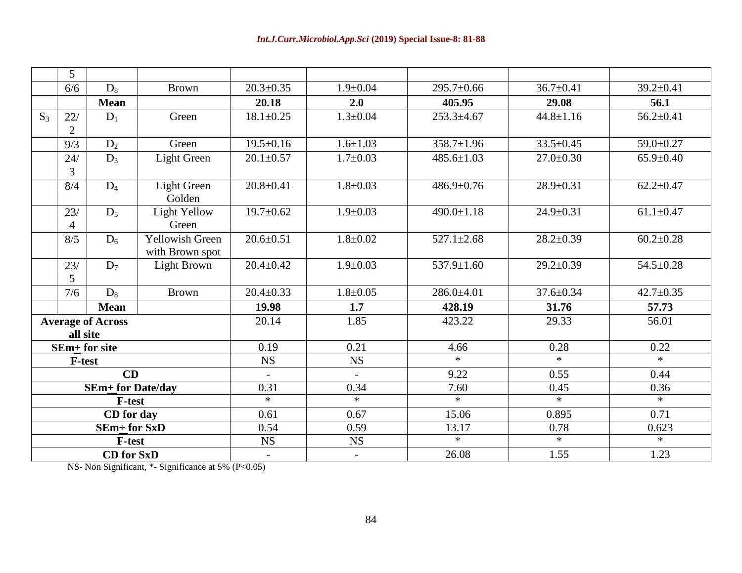|  |  |  |  |  |  |  |  |  |
|---|---|---|---|---|---|---|---|---|
|  | 5 |  |  |  |  |  |  |  |
|  | 6/6 | $D_8$ | Brown | 20.3±0.35 | 1.9±0.04 | 295.7±0.66 | 36.7±0.41 | 39.2±0.41 |
|  |  | **Mean** |  | **20.18** | **2.0** | **405.95** | **29.08** | **56.1** |
| $S_3$ | 22/2 | $D_1$ | Green | 18.1±0.25 | 1.3±0.04 | 253.3±4.67 | 44.8±1.16 | 56.2±0.41 |
|  | 9/3 | $D_2$ | Green | 19.5±0.16 | 1.6±1.03 | 358.7±1.96 | 33.5±0.45 | 59.0±0.27 |
|  | 24/3 | $D_3$ | Light Green | 20.1±0.57 | 1.7±0.03 | 485.6±1.03 | 27.0±0.30 | 65.9±0.40 |
|  | 8/4 | $D_4$ | Light Green Golden | 20.8±0.41 | 1.8±0.03 | 486.9±0.76 | 28.9±0.31 | 62.2±0.47 |
|  | 23/4 | $D_5$ | Light Yellow Green | 19.7±0.62 | 1.9±0.03 | 490.0±1.18 | 24.9±0.31 | 61.1±0.47 |
|  | 8/5 | $D_6$ | Yellowish Green with Brown spot | 20.6±0.51 | 1.8±0.02 | 527.1±2.68 | 28.2±0.39 | 60.2±0.28 |
|  | 23/5 | $D_7$ | Light Brown | 20.4±0.42 | 1.9±0.03 | 537.9±1.60 | 29.2±0.39 | 54.5±0.28 |
|  | 7/6 | $D_8$ | Brown | 20.4±0.33 | 1.8±0.05 | 286.0±4.01 | 37.6±0.34 | 42.7±0.35 |
|  |  | **Mean** |  | **19.98** | **1.7** | **428.19** | **31.76** | **57.73** |
| **Average of Across all site** |  |  |  | 20.14 | 1.85 | 423.22 | 29.33 | 56.01 |
| **SEm± for site** |  |  |  | 0.19 | 0.21 | 4.66 | 0.28 | 0.22 |
| **F-test** |  |  |  | NS | NS | * | * | * |
| **CD** |  |  |  | - | - | 9.22 | 0.55 | 0.44 |
| **SEm± for Date/day** |  |  |  | 0.31 | 0.34 | 7.60 | 0.45 | 0.36 |
| **F-test** |  |  |  | * | * | * | * | * |
| **CD for day** |  |  |  | 0.61 | 0.67 | 15.06 | 0.895 | 0.71 |
| **SEm± for SxD** |  |  |  | 0.54 | 0.59 | 13.17 | 0.78 | 0.623 |
| **F-test** |  |  |  | NS | NS | * | * | * |
| **CD for SxD** |  |  |  | - | - | 26.08 | 1.55 | 1.23 |

NS- Non Significant, *- Significance at 5% ($P<0.05$)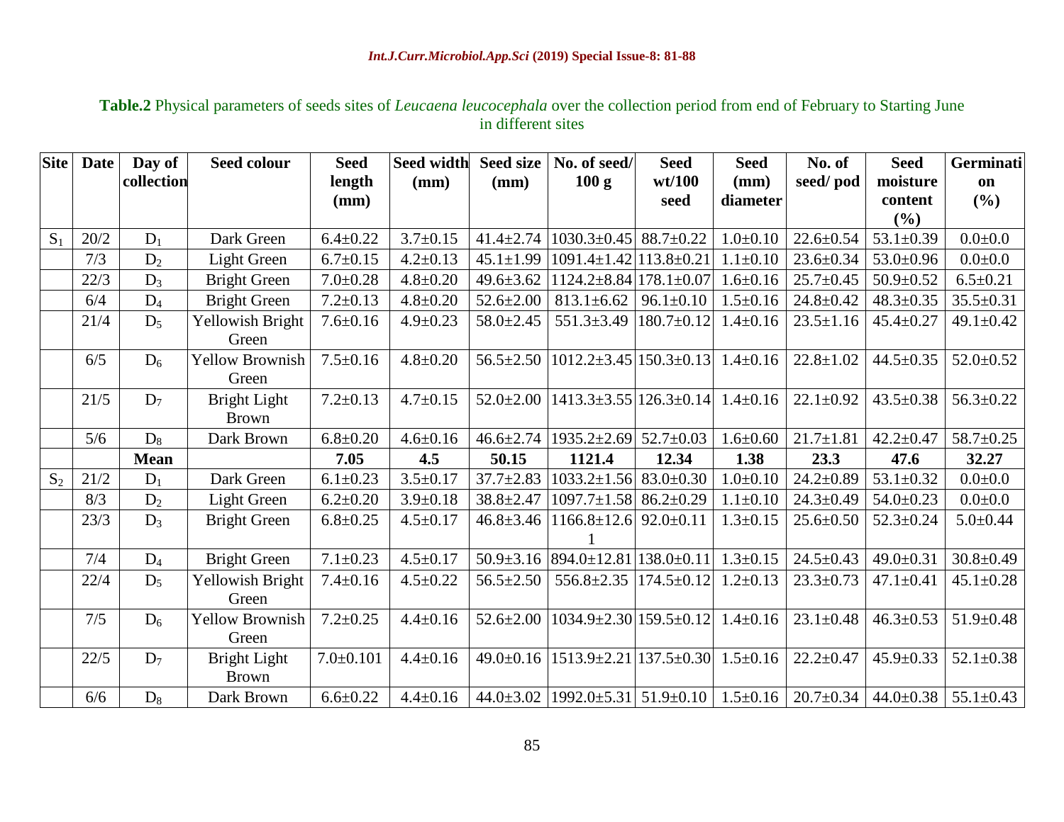**Table.2** Physical parameters of seeds sites of *Leucaena leucocephala* over the collection period from end of February to Starting June in different sites

| Site | Date | Day of collection | Seed colour | Seed length (mm) | Seed width (mm) | Seed size (mm) | No. of seed/ 100 g | Seed wt/100 seed | Seed (mm) diameter | No. of seed/ pod | Seed moisture content (%) | Germination (%) |
|---|---|---|---|---|---|---|---|---|---|---|---|---|
| $S_1$ | 20/2 | $D_1$ | Dark Green | 6.4±0.22 | 3.7±0.15 | 41.4±2.74 | 1030.3±0.45 | 88.7±0.22 | 1.0±0.10 | 22.6±0.54 | 53.1±0.39 | 0.0±0.0 |
| | 7/3 | $D_2$ | Light Green | 6.7±0.15 | 4.2±0.13 | 45.1±1.99 | 1091.4±1.42 | 113.8±0.21 | 1.1±0.10 | 23.6±0.34 | 53.0±0.96 | 0.0±0.0 |
| | 22/3 | $D_3$ | Bright Green | 7.0±0.28 | 4.8±0.20 | 49.6±3.62 | 1124.2±8.84 | 178.1±0.07 | 1.6±0.16 | 25.7±0.45 | 50.9±0.52 | 6.5±0.21 |
| | 6/4 | $D_4$ | Bright Green | 7.2±0.13 | 4.8±0.20 | 52.6±2.00 | 813.1±6.62 | 96.1±0.10 | 1.5±0.16 | 24.8±0.42 | 48.3±0.35 | 35.5±0.31 |
| | 21/4 | $D_5$ | Yellowish Bright Green | 7.6±0.16 | 4.9±0.23 | 58.0±2.45 | 551.3±3.49 | 180.7±0.12 | 1.4±0.16 | 23.5±1.16 | 45.4±0.27 | 49.1±0.42 |
| | 6/5 | $D_6$ | Yellow Brownish Green | 7.5±0.16 | 4.8±0.20 | 56.5±2.50 | 1012.2±3.45 | 150.3±0.13 | 1.4±0.16 | 22.8±1.02 | 44.5±0.35 | 52.0±0.52 |
| | 21/5 | $D_7$ | Bright Light Brown | 7.2±0.13 | 4.7±0.15 | 52.0±2.00 | 1413.3±3.55 | 126.3±0.14 | 1.4±0.16 | 22.1±0.92 | 43.5±0.38 | 56.3±0.22 |
| | 5/6 | $D_8$ | Dark Brown | 6.8±0.20 | 4.6±0.16 | 46.6±2.74 | 1935.2±2.69 | 52.7±0.03 | 1.6±0.60 | 21.7±1.81 | 42.2±0.47 | 58.7±0.25 |
| | | **Mean** | | **7.05** | **4.5** | **50.15** | **1121.4** | **12.34** | **1.38** | **23.3** | **47.6** | **32.27** |
| $S_2$ | 21/2 | $D_1$ | Dark Green | 6.1±0.23 | 3.5±0.17 | 37.7±2.83 | 1033.2±1.56 | 83.0±0.30 | 1.0±0.10 | 24.2±0.89 | 53.1±0.32 | 0.0±0.0 |
| | 8/3 | $D_2$ | Light Green | 6.2±0.20 | 3.9±0.18 | 38.8±2.47 | 1097.7±1.58 | 86.2±0.29 | 1.1±0.10 | 24.3±0.49 | 54.0±0.23 | 0.0±0.0 |
| | 23/3 | $D_3$ | Bright Green | 6.8±0.25 | 4.5±0.17 | 46.8±3.46 | 1166.8±12.61 | 92.0±0.11 | 1.3±0.15 | 25.6±0.50 | 52.3±0.24 | 5.0±0.44 |
| | 7/4 | $D_4$ | Bright Green | 7.1±0.23 | 4.5±0.17 | 50.9±3.16 | 894.0±12.81 | 138.0±0.11 | 1.3±0.15 | 24.5±0.43 | 49.0±0.31 | 30.8±0.49 |
| | 22/4 | $D_5$ | Yellowish Bright Green | 7.4±0.16 | 4.5±0.22 | 56.5±2.50 | 556.8±2.35 | 174.5±0.12 | 1.2±0.13 | 23.3±0.73 | 47.1±0.41 | 45.1±0.28 |
| | 7/5 | $D_6$ | Yellow Brownish Green | 7.2±0.25 | 4.4±0.16 | 52.6±2.00 | 1034.9±2.30 | 159.5±0.12 | 1.4±0.16 | 23.1±0.48 | 46.3±0.53 | 51.9±0.48 |
| | 22/5 | $D_7$ | Bright Light Brown | 7.0±0.101 | 4.4±0.16 | 49.0±0.16 | 1513.9±2.21 | 137.5±0.30 | 1.5±0.16 | 22.2±0.47 | 45.9±0.33 | 52.1±0.38 |
| | 6/6 | $D_8$ | Dark Brown | 6.6±0.22 | 4.4±0.16 | 44.0±3.02 | 1992.0±5.31 | 51.9±0.10 | 1.5±0.16 | 20.7±0.34 | 44.0±0.38 | 55.1±0.43 |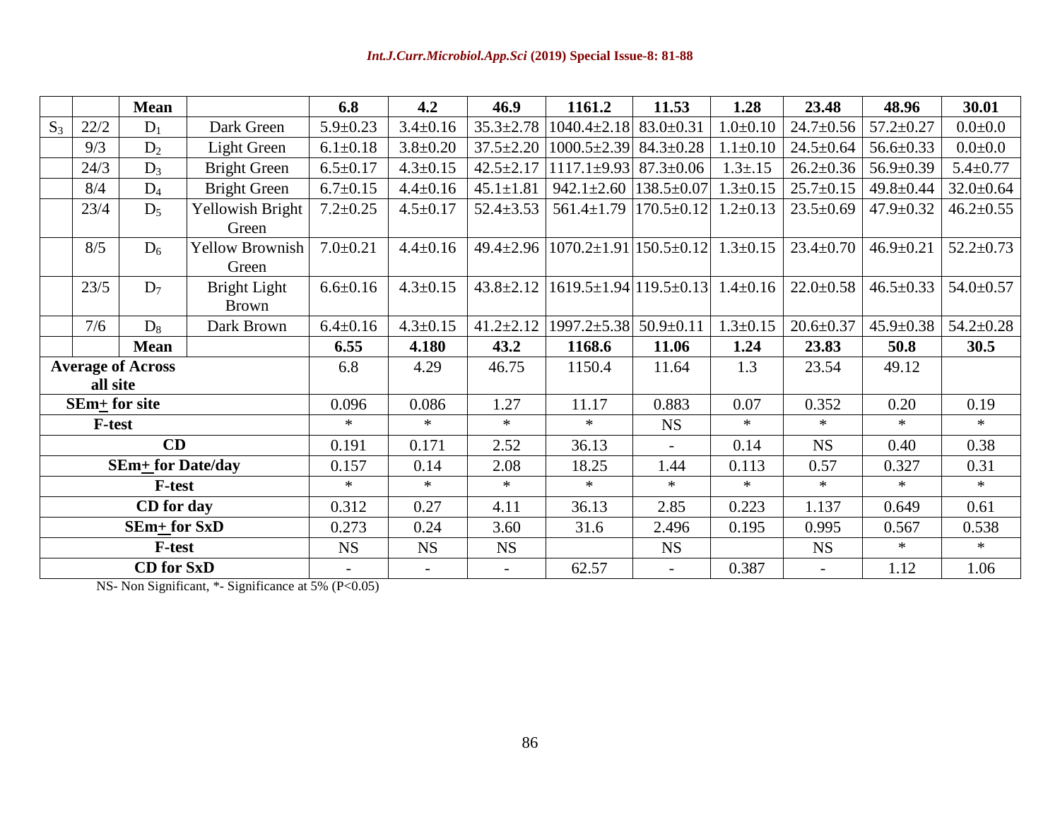| | | Mean | | 6.8 | 4.2 | 46.9 | 1161.2 | 11.53 | 1.28 | 23.48 | 48.96 | 30.01 |
|---|---|---|---|---|---|---|---|---|---|---|---|---|
| $S_3$ | 22/2 | $D_1$ | Dark Green | 5.9±0.23 | 3.4±0.16 | 35.3±2.78 | 1040.4±2.18 | 83.0±0.31 | 1.0±0.10 | 24.7±0.56 | 57.2±0.27 | 0.0±0.0 |
| | 9/3 | $D_2$ | Light Green | 6.1±0.18 | 3.8±0.20 | 37.5±2.20 | 1000.5±2.39 | 84.3±0.28 | 1.1±0.10 | 24.5±0.64 | 56.6±0.33 | 0.0±0.0 |
| | 24/3 | $D_3$ | Bright Green | 6.5±0.17 | 4.3±0.15 | 42.5±2.17 | 1117.1±9.93 | 87.3±0.06 | 1.3±.15 | 26.2±0.36 | 56.9±0.39 | 5.4±0.77 |
| | 8/4 | $D_4$ | Bright Green | 6.7±0.15 | 4.4±0.16 | 45.1±1.81 | 942.1±2.60 | 138.5±0.07 | 1.3±0.15 | 25.7±0.15 | 49.8±0.44 | 32.0±0.64 |
| | 23/4 | $D_5$ | Yellowish Bright Green | 7.2±0.25 | 4.5±0.17 | 52.4±3.53 | 561.4±1.79 | 170.5±0.12 | 1.2±0.13 | 23.5±0.69 | 47.9±0.32 | 46.2±0.55 |
| | 8/5 | $D_6$ | Yellow Brownish Green | 7.0±0.21 | 4.4±0.16 | 49.4±2.96 | 1070.2±1.91 | 150.5±0.12 | 1.3±0.15 | 23.4±0.70 | 46.9±0.21 | 52.2±0.73 |
| | 23/5 | $D_7$ | Bright Light Brown | 6.6±0.16 | 4.3±0.15 | 43.8±2.12 | 1619.5±1.94 | 119.5±0.13 | 1.4±0.16 | 22.0±0.58 | 46.5±0.33 | 54.0±0.57 |
| | 7/6 | $D_8$ | Dark Brown | 6.4±0.16 | 4.3±0.15 | 41.2±2.12 | 1997.2±5.38 | 50.9±0.11 | 1.3±0.15 | 20.6±0.37 | 45.9±0.38 | 54.2±0.28 |
| | | **Mean** | | **6.55** | **4.180** | **43.2** | **1168.6** | **11.06** | **1.24** | **23.83** | **50.8** | **30.5** |
| **Average of Across all site** | | | | 6.8 | 4.29 | 46.75 | 1150.4 | 11.64 | 1.3 | 23.54 | 49.12 | |
| **SEm± for site** | | | | 0.096 | 0.086 | 1.27 | 11.17 | 0.883 | 0.07 | 0.352 | 0.20 | 0.19 |
| **F-test** | | | | * | * | * | * | NS | * | * | * | * |
| **CD** | | | | 0.191 | 0.171 | 2.52 | 36.13 | - | 0.14 | NS | 0.40 | 0.38 |
| **SEm± for Date/day** | | | | 0.157 | 0.14 | 2.08 | 18.25 | 1.44 | 0.113 | 0.57 | 0.327 | 0.31 |
| **F-test** | | | | * | * | * | * | * | * | * | * | * |
| **CD for day** | | | | 0.312 | 0.27 | 4.11 | 36.13 | 2.85 | 0.223 | 1.137 | 0.649 | 0.61 |
| **SEm± for SxD** | | | | 0.273 | 0.24 | 3.60 | 31.6 | 2.496 | 0.195 | 0.995 | 0.567 | 0.538 |
| **F-test** | | | | NS | NS | NS | | NS | | NS | * | * |
| **CD for SxD** | | | | - | - | - | 62.57 | - | 0.387 | - | 1.12 | 1.06 |

NS- Non Significant, *- Significance at 5% ($P<0.05$)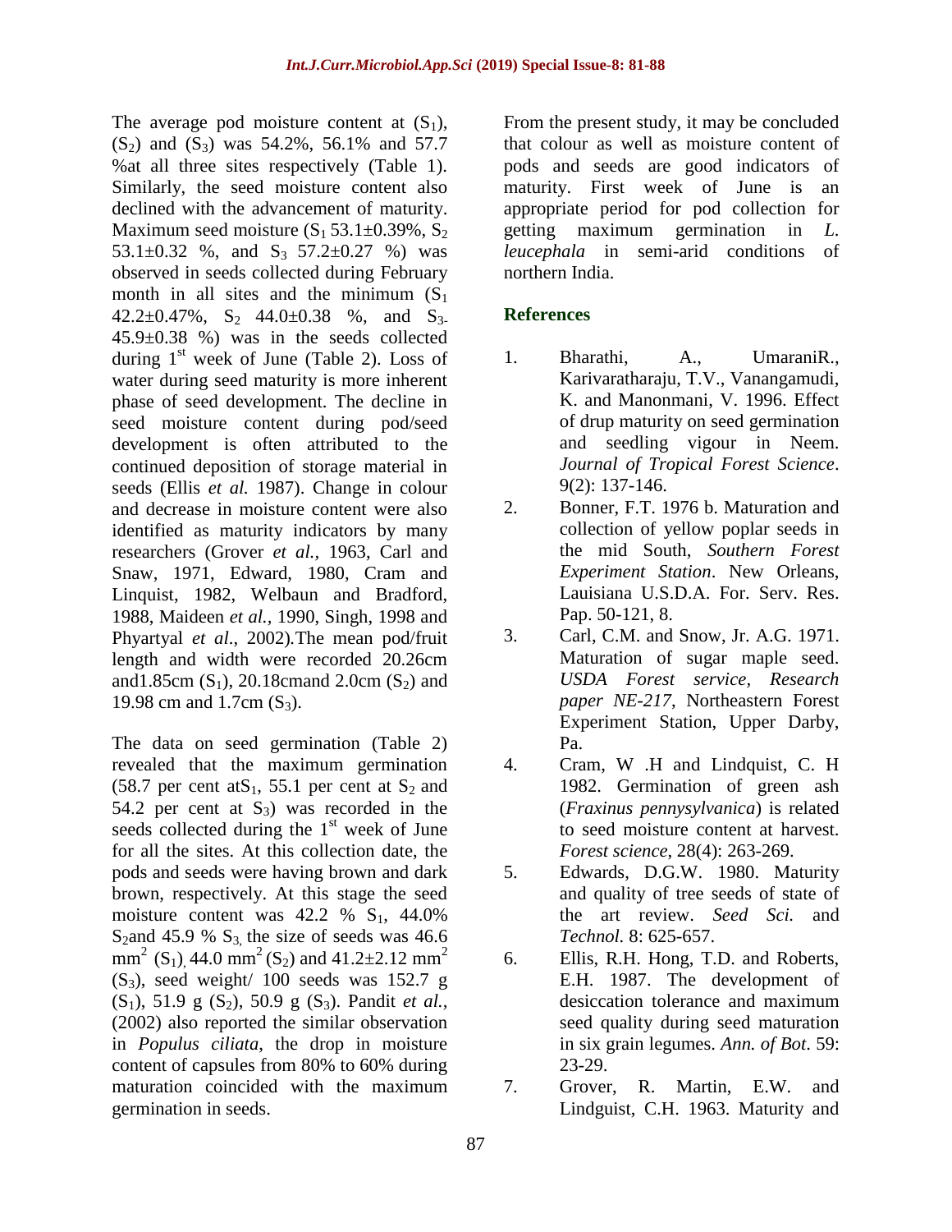The average pod moisture content at ($S_1$), ($S_2$) and ($S_3$) was 54.2%, 56.1% and 57.7 %at all three sites respectively (Table 1). Similarly, the seed moisture content also declined with the advancement of maturity. Maximum seed moisture ($S_1$ 53.1±0.39%, $S_2$ 53.1±0.32 %, and $S_3$ 57.2±0.27 %) was observed in seeds collected during February month in all sites and the minimum ($S_1$ 42.2±0.47%, $S_2$ 44.0±0.38 %, and $S_3$- 45.9±0.38 %) was in the seeds collected during 1st week of June (Table 2). Loss of water during seed maturity is more inherent phase of seed development. The decline in seed moisture content during pod/seed development is often attributed to the continued deposition of storage material in seeds (Ellis *et al.* 1987). Change in colour and decrease in moisture content were also identified as maturity indicators by many researchers (Grover *et al.*, 1963, Carl and Snaw, 1971, Edward, 1980, Cram and Linquist, 1982, Welbaun and Bradford, 1988, Maideen *et al.*, 1990, Singh, 1998 and Phyartyal *et al*., 2002).The mean pod/fruit length and width were recorded 20.26cm and1.85cm ($S_1$), 20.18cmand 2.0cm ($S_2$) and 19.98 cm and 1.7cm ($S_3$).

The data on seed germination (Table 2) revealed that the maximum germination (58.7 per cent at$S_1$, 55.1 per cent at $S_2$ and 54.2 per cent at $S_3$) was recorded in the seeds collected during the 1st week of June for all the sites. At this collection date, the pods and seeds were having brown and dark brown, respectively. At this stage the seed moisture content was 42.2 % $S_1$, 44.0% $S_2$and 45.9 % $S_3$, the size of seeds was 46.6 $mm^2$ ($S_1$), 44.0 $mm^2$ ($S_2$) and 41.2±2.12 $mm^2$ ($S_3$), seed weight/ 100 seeds was 152.7 g ($S_1$), 51.9 g ($S_2$), 50.9 g ($S_3$). Pandit *et al.*, (2002) also reported the similar observation in *Populus ciliata*, the drop in moisture content of capsules from 80% to 60% during maturation coincided with the maximum germination in seeds.

From the present study, it may be concluded that colour as well as moisture content of pods and seeds are good indicators of maturity. First week of June is an appropriate period for pod collection for getting maximum germination in *L. leucephala* in semi-arid conditions of northern India.

## References

1. Bharathi, A., UmaraniR., Karivaratharaju, T.V., Vanangamudi, K. and Manonmani, V. 1996. Effect of drup maturity on seed germination and seedling vigour in Neem. *Journal of Tropical Forest Science*. 9(2): 137-146.
2. Bonner, F.T. 1976 b. Maturation and collection of yellow poplar seeds in the mid South, *Southern Forest Experiment Station*. New Orleans, Lauisiana U.S.D.A. For. Serv. Res. Pap. 50-121, 8.
3. Carl, C.M. and Snow, Jr. A.G. 1971. Maturation of sugar maple seed. *USDA Forest service, Research paper NE-217*, Northeastern Forest Experiment Station, Upper Darby, Pa.
4. Cram, W .H and Lindquist, C. H 1982. Germination of green ash (*Fraxinus pennysylvanica*) is related to seed moisture content at harvest. *Forest science*, 28(4): 263-269.
5. Edwards, D.G.W. 1980. Maturity and quality of tree seeds of state of the art review. *Seed Sci.* and *Technol*. 8: 625-657.
6. Ellis, R.H. Hong, T.D. and Roberts, E.H. 1987. The development of desiccation tolerance and maximum seed quality during seed maturation in six grain legumes. *Ann. of Bot*. 59: 23-29.
7. Grover, R. Martin, E.W. and Lindguist, C.H. 1963. Maturity and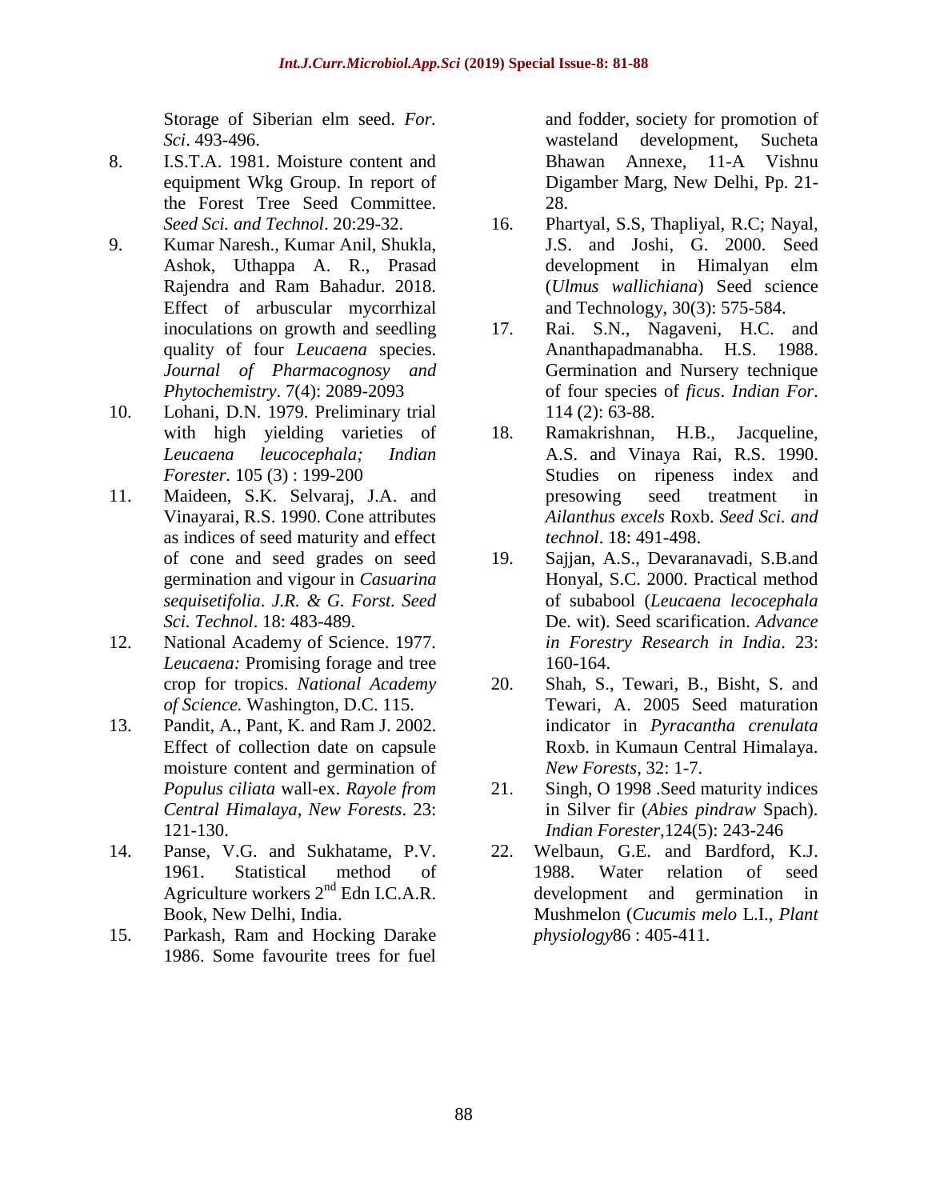Storage of Siberian elm seed. *For. Sci*. 493-496.

8. I.S.T.A. 1981. Moisture content and equipment Wkg Group. In report of the Forest Tree Seed Committee. *Seed Sci. and Technol*. 20:29-32.
9. Kumar Naresh., Kumar Anil, Shukla, Ashok, Uthappa A. R., Prasad Rajendra and Ram Bahadur. 2018. Effect of arbuscular mycorrhizal inoculations on growth and seedling quality of four *Leucaena* species. *Journal of Pharmacognosy and Phytochemistry*. 7(4): 2089-2093
10. Lohani, D.N. 1979. Preliminary trial with high yielding varieties of *Leucaena leucocephala; Indian Forester*. 105 (3) : 199-200
11. Maideen, S.K. Selvaraj, J.A. and Vinayarai, R.S. 1990. Cone attributes as indices of seed maturity and effect of cone and seed grades on seed germination and vigour in *Casuarina sequisetifolia*. *J.R. & G. Forst. Seed Sci. Technol*. 18: 483-489.
12. National Academy of Science. 1977. *Leucaena:* Promising forage and tree crop for tropics. *National Academy of Science.* Washington, D.C. 115.
13. Pandit, A., Pant, K. and Ram J. 2002. Effect of collection date on capsule moisture content and germination of *Populus ciliata* wall-ex. *Rayole from Central Himalaya, New Forests*. 23: 121-130.
14. Panse, V.G. and Sukhatame, P.V. 1961. Statistical method of Agriculture workers 2nd Edn I.C.A.R. Book, New Delhi, India.
15. Parkash, Ram and Hocking Darake 1986. Some favourite trees for fuel and fodder, society for promotion of wasteland development, Sucheta Bhawan Annexe, 11-A Vishnu Digamber Marg, New Delhi, Pp. 21-28.
16. Phartyal, S.S, Thapliyal, R.C; Nayal, J.S. and Joshi, G. 2000. Seed development in Himalyan elm (*Ulmus wallichiana*) Seed science and Technology, 30(3): 575-584.
17. Rai. S.N., Nagaveni, H.C. and Ananthapadmanabha. H.S. 1988. Germination and Nursery technique of four species of *ficus*. *Indian For.* 114 (2): 63-88.
18. Ramakrishnan, H.B., Jacqueline, A.S. and Vinaya Rai, R.S. 1990. Studies on ripeness index and presowing seed treatment in *Ailanthus excels* Roxb. *Seed Sci. and technol*. 18: 491-498.
19. Sajjan, A.S., Devaranavadi, S.B.and Honyal, S.C. 2000. Practical method of subabool (*Leucaena lecocephala* De. wit). Seed scarification. *Advance in Forestry Research in India*. 23: 160-164.
20. Shah, S., Tewari, B., Bisht, S. and Tewari, A. 2005 Seed maturation indicator in *Pyracantha crenulata* Roxb. in Kumaun Central Himalaya. *New Forests*, 32: 1-7.
21. Singh, O 1998 .Seed maturity indices in Silver fir (*Abies pindraw* Spach). *Indian Forester*,124(5): 243-246
22. Welbaun, G.E. and Bardford, K.J. 1988. Water relation of seed development and germination in Mushmelon (*Cucumis melo* L.I., *Plant physiology*86 : 405-411.